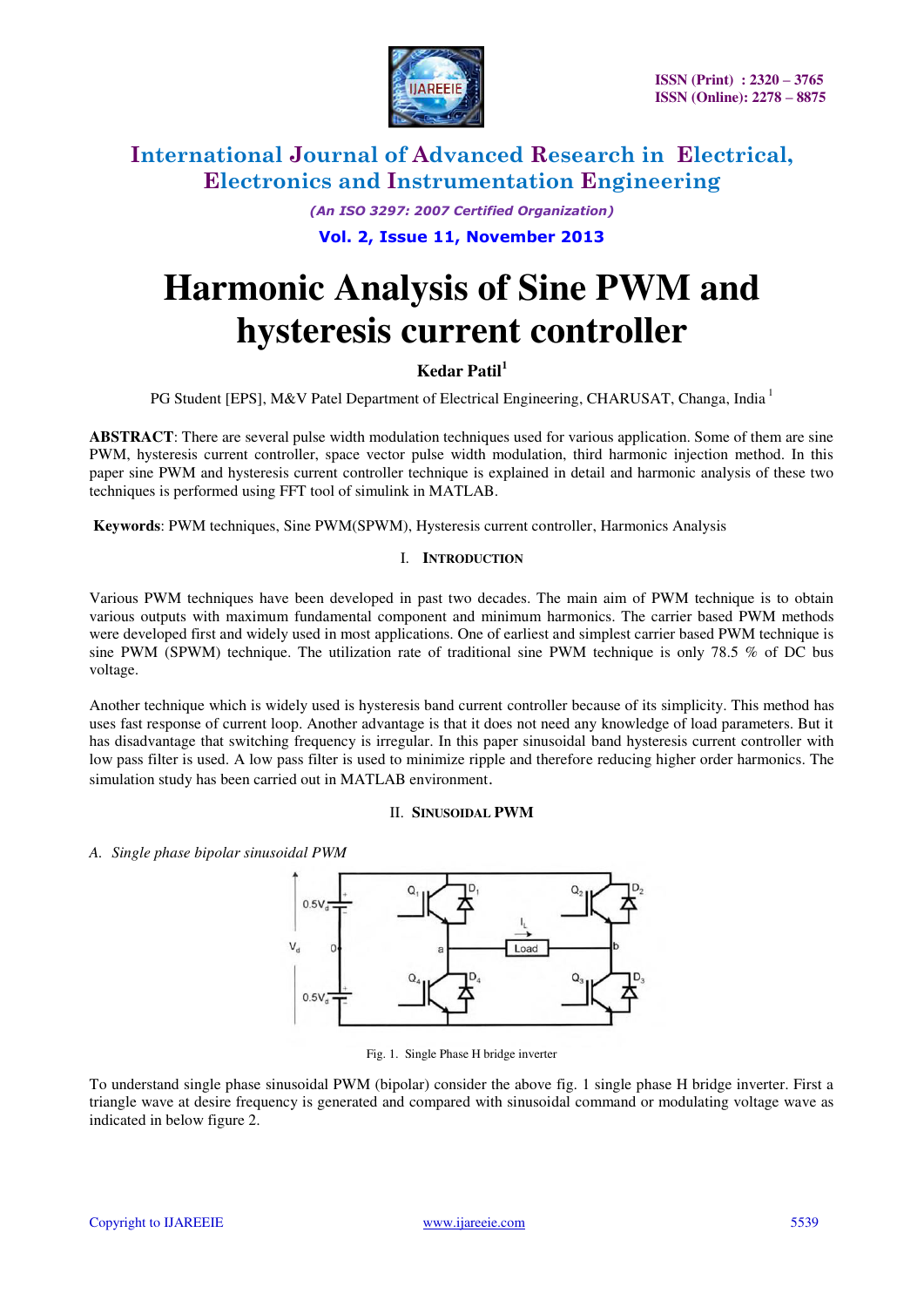# Harmonic Analysis of Sine PWM and hysteresis current controller

**Kedar Patil**[1]

PG Student [EPS], M&V Patel Department of Electrical Engineering, CHARUSAT, Changa, India [1]

**ABSTRACT**: There are several pulse width modulation techniques used for various application. Some of them are sine PWM, hysteresis current controller, space vector pulse width modulation, third harmonic injection method. In this paper sine PWM and hysteresis current controller technique is explained in detail and harmonic analysis of these two techniques is performed using FFT tool of simulink in MATLAB.

**Keywords**: PWM techniques, Sine PWM(SPWM), Hysteresis current controller, Harmonics Analysis

## I. Introduction

Various PWM techniques have been developed in past two decades. The main aim of PWM technique is to obtain various outputs with maximum fundamental component and minimum harmonics. The carrier based PWM methods were developed first and widely used in most applications. One of earliest and simplest carrier based PWM technique is sine PWM (SPWM) technique. The utilization rate of traditional sine PWM technique is only 78.5 % of DC bus voltage.

Another technique which is widely used is hysteresis band current controller because of its simplicity. This method has uses fast response of current loop. Another advantage is that it does not need any knowledge of load parameters. But it has disadvantage that switching frequency is irregular. In this paper sinusoidal band hysteresis current controller with low pass filter is used. A low pass filter is used to minimize ripple and therefore reducing higher order harmonics. The simulation study has been carried out in MATLAB environment.

## II. Sinusoidal PWM

### A. Single phase bipolar sinusoidal PWM

Fig. 1. Single Phase H bridge inverter

To understand single phase sinusoidal PWM (bipolar) consider the above fig. 1 single phase H bridge inverter. First a triangle wave at desire frequency is generated and compared with sinusoidal command or modulating voltage wave as indicated in below figure 2.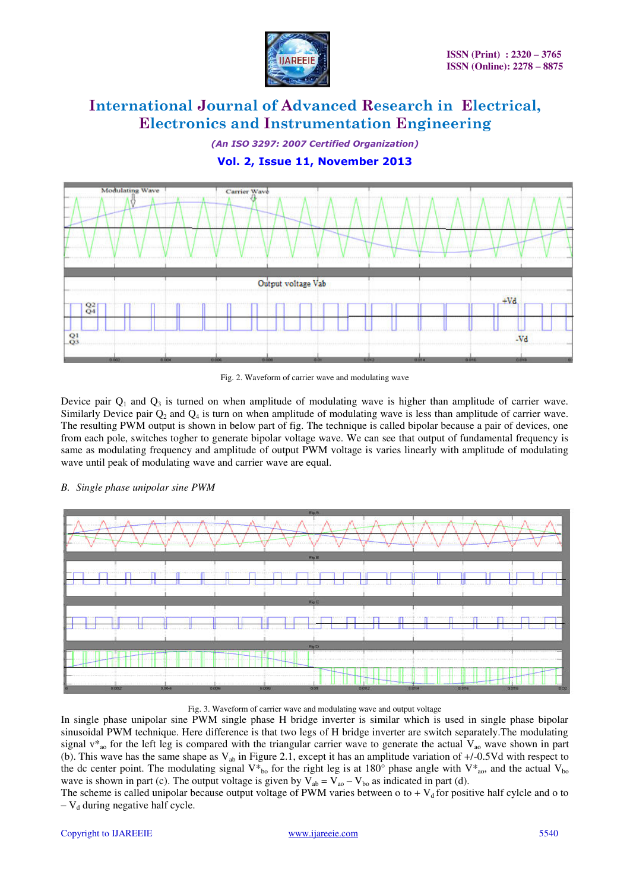Fig. 2. Waveform of carrier wave and modulating wave

Device pair $Q_1$ and $Q_3$ is turned on when amplitude of modulating wave is higher than amplitude of carrier wave. Similarly Device pair $Q_2$ and $Q_4$ is turn on when amplitude of modulating wave is less than amplitude of carrier wave. The resulting PWM output is shown in below part of fig. The technique is called bipolar because a pair of devices, one from each pole, switches togher to generate bipolar voltage wave. We can see that output of fundamental frequency is same as modulating frequency and amplitude of output PWM voltage is varies linearly with amplitude of modulating wave until peak of modulating wave and carrier wave are equal.

### *B. Single phase unipolar sine PWM*

Fig. 3. Waveform of carrier wave and modulating wave and output voltage

In single phase unipolar sine PWM single phase H bridge inverter is similar which is used in single phase bipolar sinusoidal PWM technique. Here difference is that two legs of H bridge inverter are switch separately.The modulating signal $v^*_{ao}$ for the left leg is compared with the triangular carrier wave to generate the actual $V_{ao}$ wave shown in part (b). This wave has the same shape as $V_{ab}$ in Figure 2.1, except it has an amplitude variation of +/-0.5Vd with respect to the dc center point. The modulating signal $V^*_{bo}$ for the right leg is at 180° phase angle with $V^*_{ao}$, and the actual $V_{bo}$ wave is shown in part (c). The output voltage is given by $V_{ab} = V_{ao} - V_{bo}$ as indicated in part (d).
The scheme is called unipolar because output voltage of PWM varies between o to + $V_d$ for positive half cylcle and o to – $V_d$ during negative half cycle.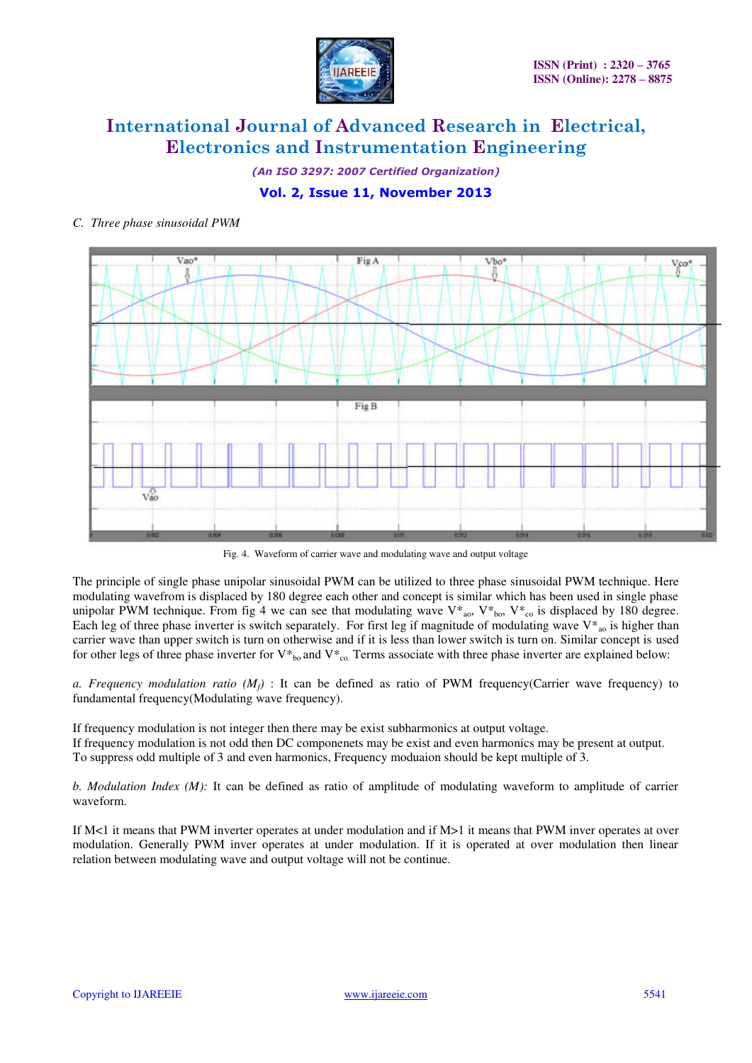### C. Three phase sinusoidal PWM

Fig. 4. Waveform of carrier wave and modulating wave and output voltage

The principle of single phase unipolar sinusoidal PWM can be utilized to three phase sinusoidal PWM technique. Here modulating wavefrom is displaced by 180 degree each other and concept is similar which has been used in single phase unipolar PWM technique. From fig 4 we can see that modulating wave $V^*_{ao}$, $V^*_{bo}$, $V^*_{co}$ is displaced by 180 degree. Each leg of three phase inverter is switch separately. For first leg if magnitude of modulating wave $V^*_{ao}$ is higher than carrier wave than upper switch is turn on otherwise and if it is less than lower switch is turn on. Similar concept is used for other legs of three phase inverter for $V^*_{bo}$ and $V^*_{co.}$ Terms associate with three phase inverter are explained below:

*a. Frequency modulation ratio ($M_f$)* : It can be defined as ratio of PWM frequency(Carrier wave frequency) to fundamental frequency(Modulating wave frequency).

If frequency modulation is not integer then there may be exist subharmonics at output voltage.
If frequency modulation is not odd then DC componenets may be exist and even harmonics may be present at output.
To suppress odd multiple of 3 and even harmonics, Frequency moduaion should be kept multiple of 3.

*b. Modulation Index (M):* It can be defined as ratio of amplitude of modulating waveform to amplitude of carrier waveform.

If M<1 it means that PWM inverter operates at under modulation and if M>1 it means that PWM inver operates at over modulation. Generally PWM inver operates at under modulation. If it is operated at over modulation then linear relation between modulating wave and output voltage will not be continue.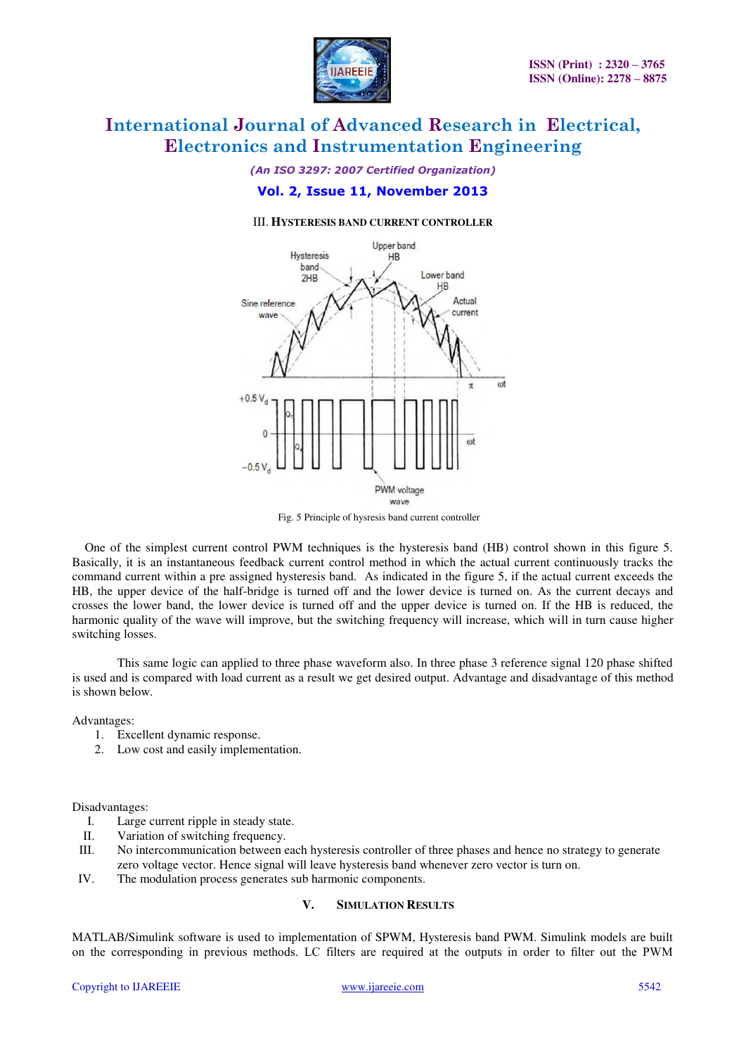### III. HYSTERESIS BAND CURRENT CONTROLLER

Fig. 5 Principle of hysresis band current controller

One of the simplest current control PWM techniques is the hysteresis band (HB) control shown in this figure 5. Basically, it is an instantaneous feedback current control method in which the actual current continuously tracks the command current within a pre assigned hysteresis band. As indicated in the figure 5, if the actual current exceeds the HB, the upper device of the half-bridge is turned off and the lower device is turned on. As the current decays and crosses the lower band, the lower device is turned off and the upper device is turned on. If the HB is reduced, the harmonic quality of the wave will improve, but the switching frequency will increase, which will in turn cause higher switching losses.

This same logic can applied to three phase waveform also. In three phase 3 reference signal 120 phase shifted is used and is compared with load current as a result we get desired output. Advantage and disadvantage of this method is shown below.

Advantages:

1. Excellent dynamic response.
2. Low cost and easily implementation.

Disadvantages:

I. Large current ripple in steady state.
II. Variation of switching frequency.
III. No intercommunication between each hysteresis controller of three phases and hence no strategy to generate zero voltage vector. Hence signal will leave hysteresis band whenever zero vector is turn on.
IV. The modulation process generates sub harmonic components.

### V. SIMULATION RESULTS

MATLAB/Simulink software is used to implementation of SPWM, Hysteresis band PWM. Simulink models are built on the corresponding in previous methods. LC filters are required at the outputs in order to filter out the PWM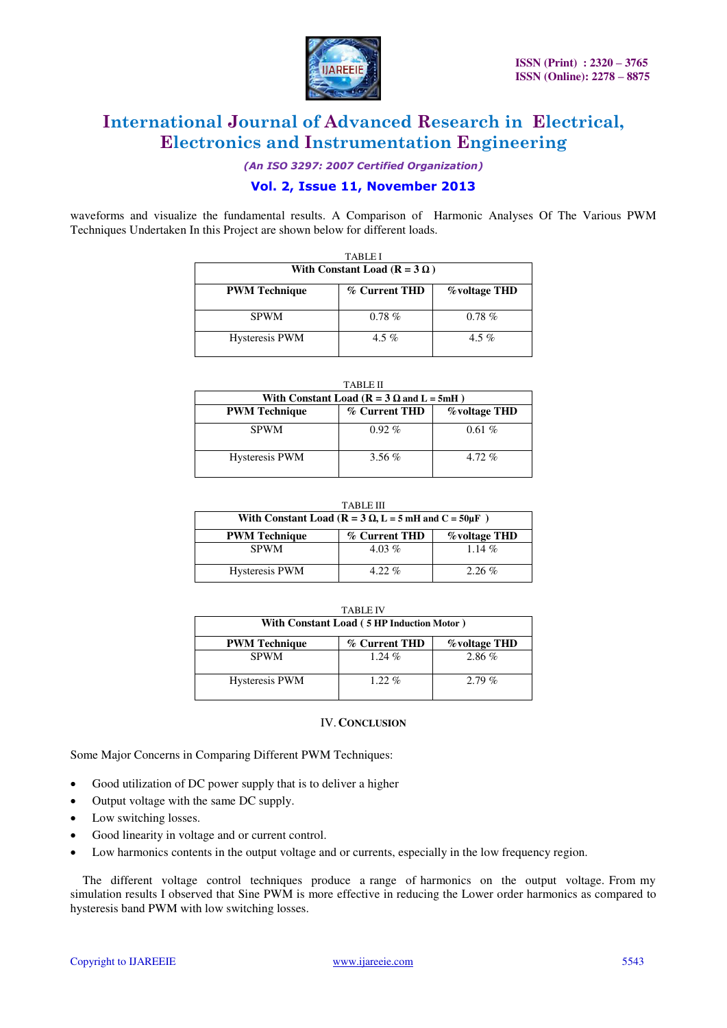waveforms and visualize the fundamental results. A Comparison of Harmonic Analyses Of The Various PWM Techniques Undertaken In this Project are shown below for different loads.

TABLE I

| With Constant Load (R = 3 Ω ) | | |
|---|---|---|
| **PWM Technique** | **% Current THD** | **%voltage THD** |
| SPWM | 0.78 % | 0.78 % |
| Hysteresis PWM | 4.5 % | 4.5 % |

TABLE II

| With Constant Load (R = 3 Ω and L = 5mH ) | | |
|---|---|---|
| **PWM Technique** | **% Current THD** | **%voltage THD** |
| SPWM | 0.92 % | 0.61 % |
| Hysteresis PWM | 3.56 % | 4.72 % |

TABLE III

| With Constant Load (R = 3 Ω, L = 5 mH and C = 50μF ) | | |
|---|---|---|
| **PWM Technique** | **% Current THD** | **%voltage THD** |
| SPWM | 4.03 % | 1.14 % |
| Hysteresis PWM | 4.22 % | 2.26 % |

TABLE IV

| With Constant Load ( 5 HP Induction Motor ) | | |
|---|---|---|
| **PWM Technique** | **% Current THD** | **%voltage THD** |
| SPWM | 1.24 % | 2.86 % |
| Hysteresis PWM | 1.22 % | 2.79 % |

## IV. CONCLUSION

Some Major Concerns in Comparing Different PWM Techniques:

- Good utilization of DC power supply that is to deliver a higher
- Output voltage with the same DC supply.
- Low switching losses.
- Good linearity in voltage and or current control.
- Low harmonics contents in the output voltage and or currents, especially in the low frequency region.

The different voltage control techniques produce a range of harmonics on the output voltage. From my simulation results I observed that Sine PWM is more effective in reducing the Lower order harmonics as compared to hysteresis band PWM with low switching losses.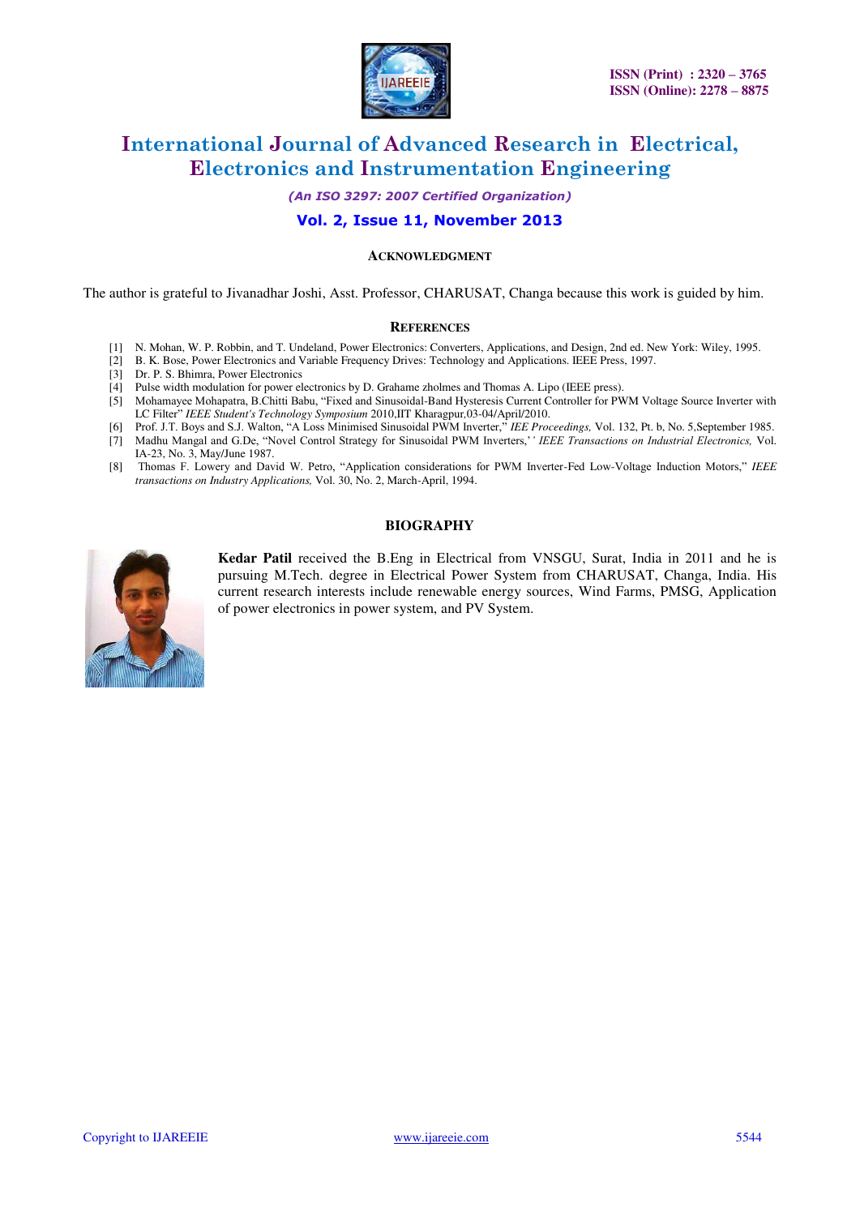## ACKNOWLEDGMENT

The author is grateful to Jivanadhar Joshi, Asst. Professor, CHARUSAT, Changa because this work is guided by him.

## REFERENCES

[1] N. Mohan, W. P. Robbin, and T. Undeland, Power Electronics: Converters, Applications, and Design, 2nd ed. New York: Wiley, 1995.

[2] B. K. Bose, Power Electronics and Variable Frequency Drives: Technology and Applications. IEEE Press, 1997.

[3] Dr. P. S. Bhimra, Power Electronics

[4] Pulse width modulation for power electronics by D. Grahame zholmes and Thomas A. Lipo (IEEE press).

[5] Mohamayee Mohapatra, B.Chitti Babu, "Fixed and Sinusoidal-Band Hysteresis Current Controller for PWM Voltage Source Inverter with LC Filter" *IEEE Student's Technology Symposium* 2010,IIT Kharagpur,03-04/April/2010.

[6] Prof. J.T. Boys and S.J. Walton, "A Loss Minimised Sinusoidal PWM Inverter," *IEE Proceedings,* Vol. 132, Pt. b, No. 5,September 1985.

[7] Madhu Mangal and G.De, "Novel Control Strategy for Sinusoidal PWM Inverters,'' *IEEE Transactions on Industrial Electronics,* Vol. IA-23, No. 3, May/June 1987.

[8] Thomas F. Lowery and David W. Petro, "Application considerations for PWM Inverter-Fed Low-Voltage Induction Motors," *IEEE transactions on Industry Applications,* Vol. 30, No. 2, March-April, 1994.

## BIOGRAPHY

**Kedar Patil** received the B.Eng in Electrical from VNSGU, Surat, India in 2011 and he is pursuing M.Tech. degree in Electrical Power System from CHARUSAT, Changa, India. His current research interests include renewable energy sources, Wind Farms, PMSG, Application of power electronics in power system, and PV System.